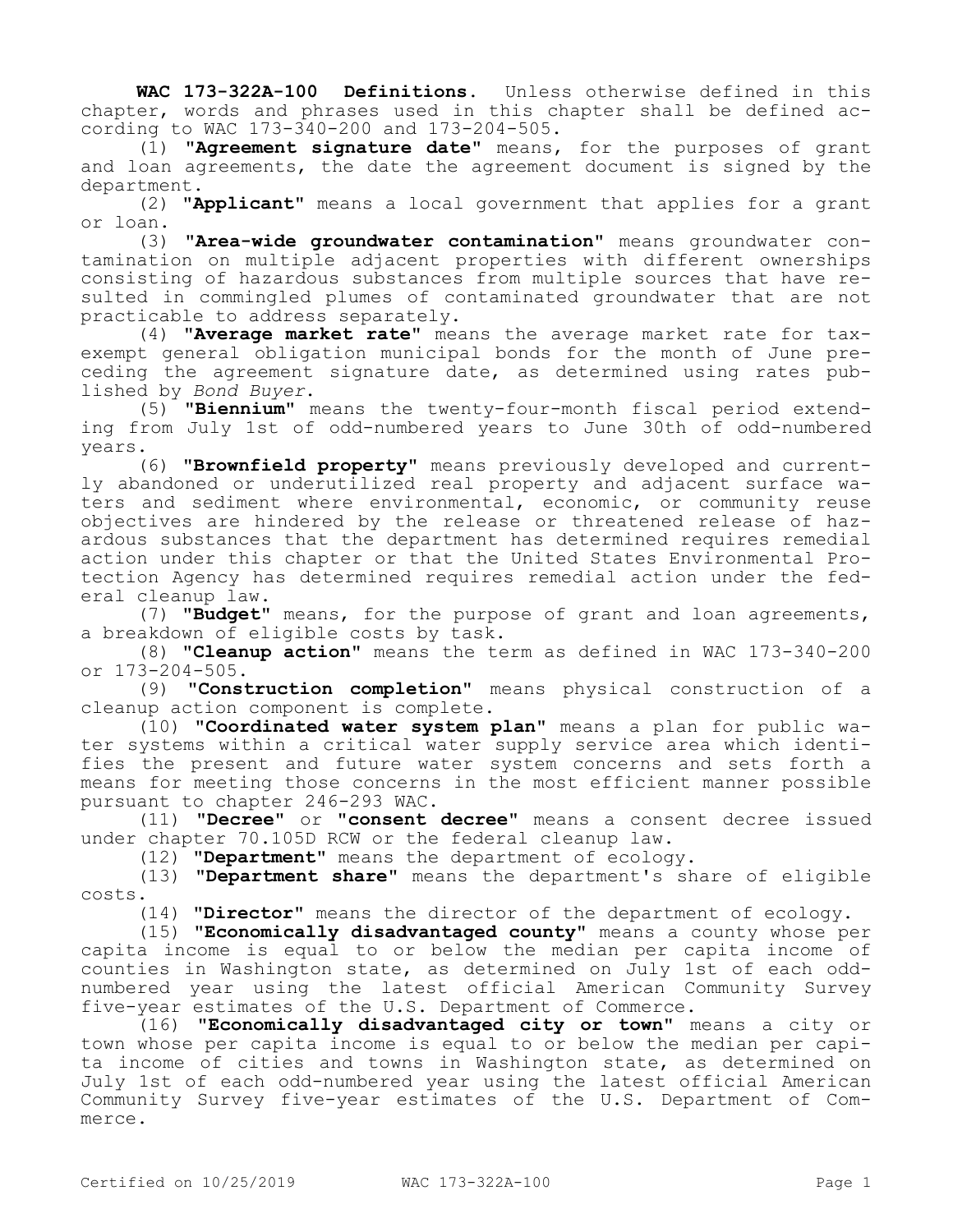**WAC 173-322A-100 Definitions.** Unless otherwise defined in this chapter, words and phrases used in this chapter shall be defined according to WAC 173-340-200 and 173-204-505.

(1) "**Agreement signature date**" means, for the purposes of grant and loan agreements, the date the agreement document is signed by the department.

(2) "**Applicant**" means a local government that applies for a grant or loan.

(3) "**Area-wide groundwater contamination**" means groundwater contamination on multiple adjacent properties with different ownerships consisting of hazardous substances from multiple sources that have resulted in commingled plumes of contaminated groundwater that are not practicable to address separately.

(4) "**Average market rate**" means the average market rate for tax-exempt general obligation municipal bonds for the month of June preceding the agreement signature date, as determined using rates published by *Bond Buyer*.

(5) "**Biennium**" means the twenty-four-month fiscal period extending from July 1st of odd-numbered years to June 30th of odd-numbered years.

(6) "**Brownfield property**" means previously developed and currently abandoned or underutilized real property and adjacent surface waters and sediment where environmental, economic, or community reuse objectives are hindered by the release or threatened release of hazardous substances that the department has determined requires remedial action under this chapter or that the United States Environmental Protection Agency has determined requires remedial action under the federal cleanup law.

(7) "**Budget**" means, for the purpose of grant and loan agreements, a breakdown of eligible costs by task.

(8) "**Cleanup action**" means the term as defined in WAC 173-340-200 or 173-204-505.

(9) "**Construction completion**" means physical construction of a cleanup action component is complete.

(10) "**Coordinated water system plan**" means a plan for public water systems within a critical water supply service area which identifies the present and future water system concerns and sets forth a means for meeting those concerns in the most efficient manner possible pursuant to chapter 246-293 WAC.

(11) "**Decree**" or "**consent decree**" means a consent decree issued under chapter 70.105D RCW or the federal cleanup law.

(12) "**Department**" means the department of ecology.

(13) "**Department share**" means the department's share of eligible costs.

(14) "**Director**" means the director of the department of ecology.

(15) "**Economically disadvantaged county**" means a county whose per capita income is equal to or below the median per capita income of counties in Washington state, as determined on July 1st of each odd-numbered year using the latest official American Community Survey five-year estimates of the U.S. Department of Commerce.

(16) "**Economically disadvantaged city or town**" means a city or town whose per capita income is equal to or below the median per capita income of cities and towns in Washington state, as determined on July 1st of each odd-numbered year using the latest official American Community Survey five-year estimates of the U.S. Department of Commerce.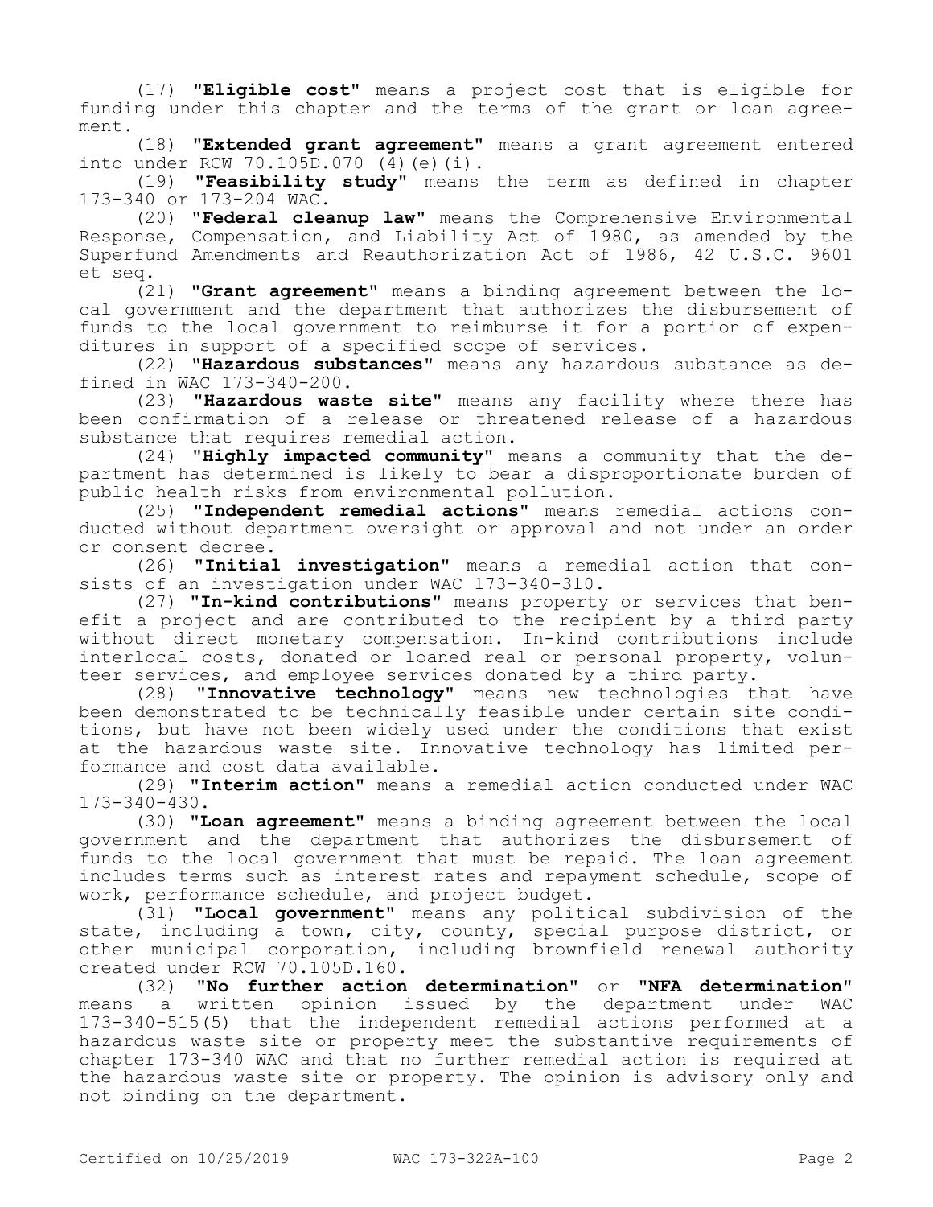(17) "**Eligible cost**" means a project cost that is eligible for funding under this chapter and the terms of the grant or loan agreement.

(18) "**Extended grant agreement**" means a grant agreement entered into under RCW 70.105D.070 (4)(e)(i).

(19) "**Feasibility study**" means the term as defined in chapter 173-340 or 173-204 WAC.

(20) "**Federal cleanup law**" means the Comprehensive Environmental Response, Compensation, and Liability Act of 1980, as amended by the Superfund Amendments and Reauthorization Act of 1986, 42 U.S.C. 9601 et seq.

(21) "**Grant agreement**" means a binding agreement between the local government and the department that authorizes the disbursement of funds to the local government to reimburse it for a portion of expenditures in support of a specified scope of services.

(22) "**Hazardous substances**" means any hazardous substance as defined in WAC 173-340-200.

(23) "**Hazardous waste site**" means any facility where there has been confirmation of a release or threatened release of a hazardous substance that requires remedial action.

(24) "**Highly impacted community**" means a community that the department has determined is likely to bear a disproportionate burden of public health risks from environmental pollution.

(25) "**Independent remedial actions**" means remedial actions conducted without department oversight or approval and not under an order or consent decree.

(26) "**Initial investigation**" means a remedial action that consists of an investigation under WAC 173-340-310.

(27) "**In-kind contributions**" means property or services that benefit a project and are contributed to the recipient by a third party without direct monetary compensation. In-kind contributions include interlocal costs, donated or loaned real or personal property, volunteer services, and employee services donated by a third party.

(28) "**Innovative technology**" means new technologies that have been demonstrated to be technically feasible under certain site conditions, but have not been widely used under the conditions that exist at the hazardous waste site. Innovative technology has limited performance and cost data available.

(29) "**Interim action**" means a remedial action conducted under WAC 173-340-430.

(30) "**Loan agreement**" means a binding agreement between the local government and the department that authorizes the disbursement of funds to the local government that must be repaid. The loan agreement includes terms such as interest rates and repayment schedule, scope of work, performance schedule, and project budget.

(31) "**Local government**" means any political subdivision of the state, including a town, city, county, special purpose district, or other municipal corporation, including brownfield renewal authority created under RCW 70.105D.160.

(32) "**No further action determination**" or "**NFA determination**" means a written opinion issued by the department under WAC 173-340-515(5) that the independent remedial actions performed at a hazardous waste site or property meet the substantive requirements of chapter 173-340 WAC and that no further remedial action is required at the hazardous waste site or property. The opinion is advisory only and not binding on the department.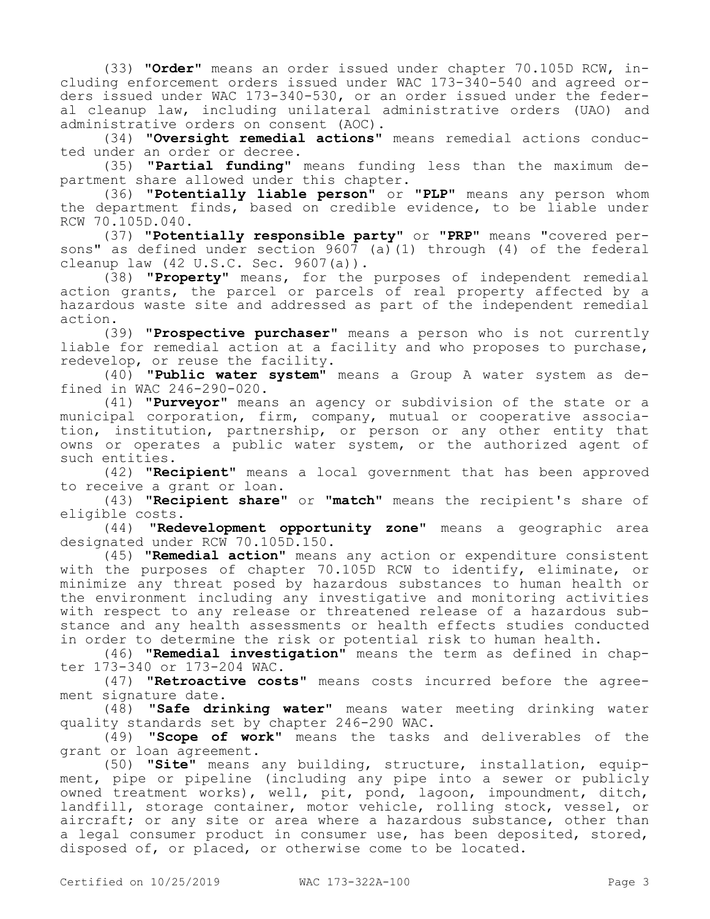(33) "**Order**" means an order issued under chapter 70.105D RCW, including enforcement orders issued under WAC 173-340-540 and agreed orders issued under WAC 173-340-530, or an order issued under the federal cleanup law, including unilateral administrative orders (UAO) and administrative orders on consent (AOC).

(34) "**Oversight remedial actions**" means remedial actions conducted under an order or decree.

(35) "**Partial funding**" means funding less than the maximum department share allowed under this chapter.

(36) "**Potentially liable person**" or "**PLP**" means any person whom the department finds, based on credible evidence, to be liable under RCW 70.105D.040.

(37) "**Potentially responsible party**" or "**PRP**" means "covered persons" as defined under section 9607 (a)(1) through (4) of the federal cleanup law (42 U.S.C. Sec. 9607(a)).

(38) "**Property**" means, for the purposes of independent remedial action grants, the parcel or parcels of real property affected by a hazardous waste site and addressed as part of the independent remedial action.

(39) "**Prospective purchaser**" means a person who is not currently liable for remedial action at a facility and who proposes to purchase, redevelop, or reuse the facility.

(40) "**Public water system**" means a Group A water system as defined in WAC 246-290-020.

(41) "**Purveyor**" means an agency or subdivision of the state or a municipal corporation, firm, company, mutual or cooperative association, institution, partnership, or person or any other entity that owns or operates a public water system, or the authorized agent of such entities.

(42) "**Recipient**" means a local government that has been approved to receive a grant or loan.

(43) "**Recipient share**" or "**match**" means the recipient's share of eligible costs.

(44) "**Redevelopment opportunity zone**" means a geographic area designated under RCW 70.105D.150.

(45) "**Remedial action**" means any action or expenditure consistent with the purposes of chapter 70.105D RCW to identify, eliminate, or minimize any threat posed by hazardous substances to human health or the environment including any investigative and monitoring activities with respect to any release or threatened release of a hazardous substance and any health assessments or health effects studies conducted in order to determine the risk or potential risk to human health.

(46) "**Remedial investigation**" means the term as defined in chapter 173-340 or 173-204 WAC.

(47) "**Retroactive costs**" means costs incurred before the agreement signature date.

(48) "**Safe drinking water**" means water meeting drinking water quality standards set by chapter 246-290 WAC.

(49) "**Scope of work**" means the tasks and deliverables of the grant or loan agreement.

(50) "**Site**" means any building, structure, installation, equipment, pipe or pipeline (including any pipe into a sewer or publicly owned treatment works), well, pit, pond, lagoon, impoundment, ditch, landfill, storage container, motor vehicle, rolling stock, vessel, or aircraft; or any site or area where a hazardous substance, other than a legal consumer product in consumer use, has been deposited, stored, disposed of, or placed, or otherwise come to be located.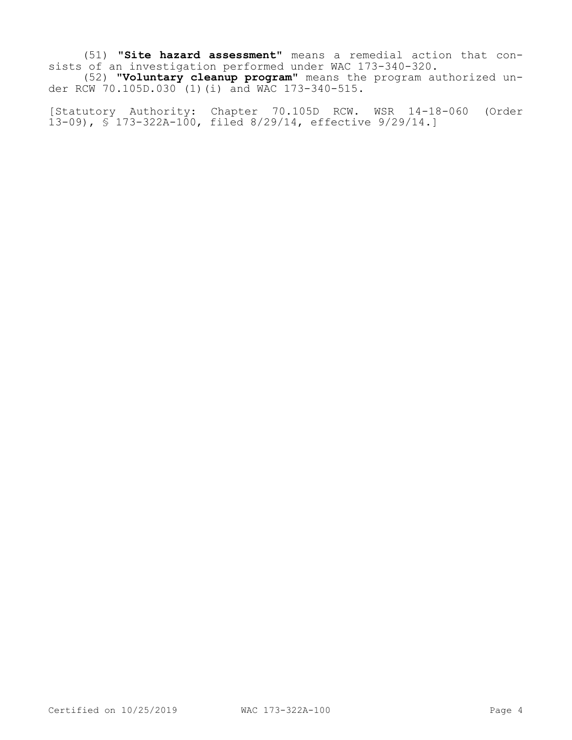(51) **"Site hazard assessment"** means a remedial action that consists of an investigation performed under WAC 173-340-320.

(52) **"Voluntary cleanup program"** means the program authorized under RCW 70.105D.030 (1)(i) and WAC 173-340-515.

[Statutory Authority: Chapter 70.105D RCW. WSR 14-18-060 (Order 13-09), § 173-322A-100, filed 8/29/14, effective 9/29/14.]